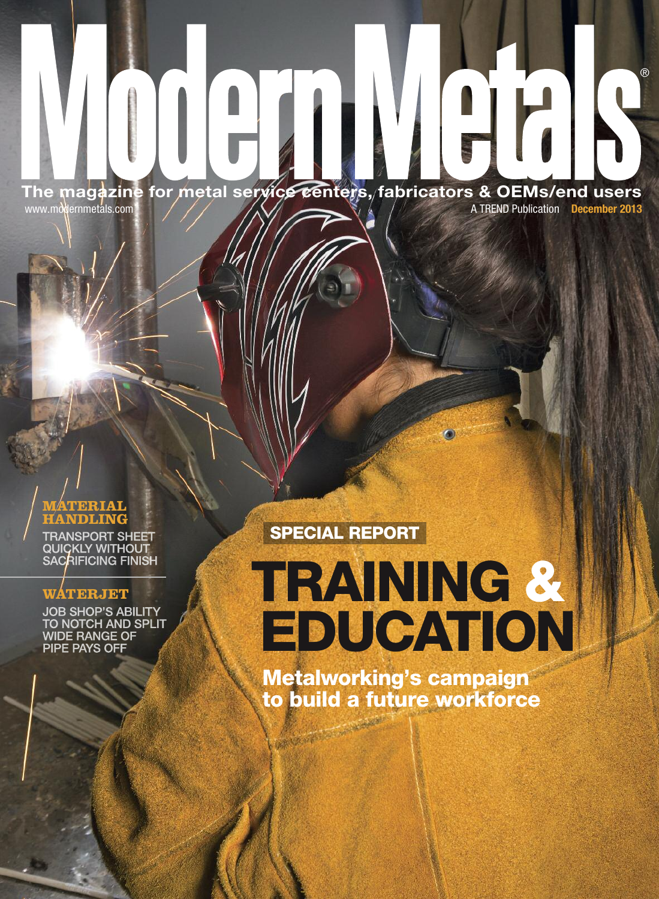# Modern Metals®

**The magazine for metal service centers, fabricators & OEMs/end users**

www.modernmetals.com

A TREND Publication **December 2013**

## MATERIAL HANDLING

TRANSPORT SHEET QUICKLY WITHOUT SACRIFICING FINISH

## WATERJET

JOB SHOP'S ABILITY TO NOTCH AND SPLIT WIDE RANGE OF PIPE PAYS OFF

**SPECIAL REPORT**

# TRAINING & EDUCATION

**Metalworking's campaign to build a future workforce**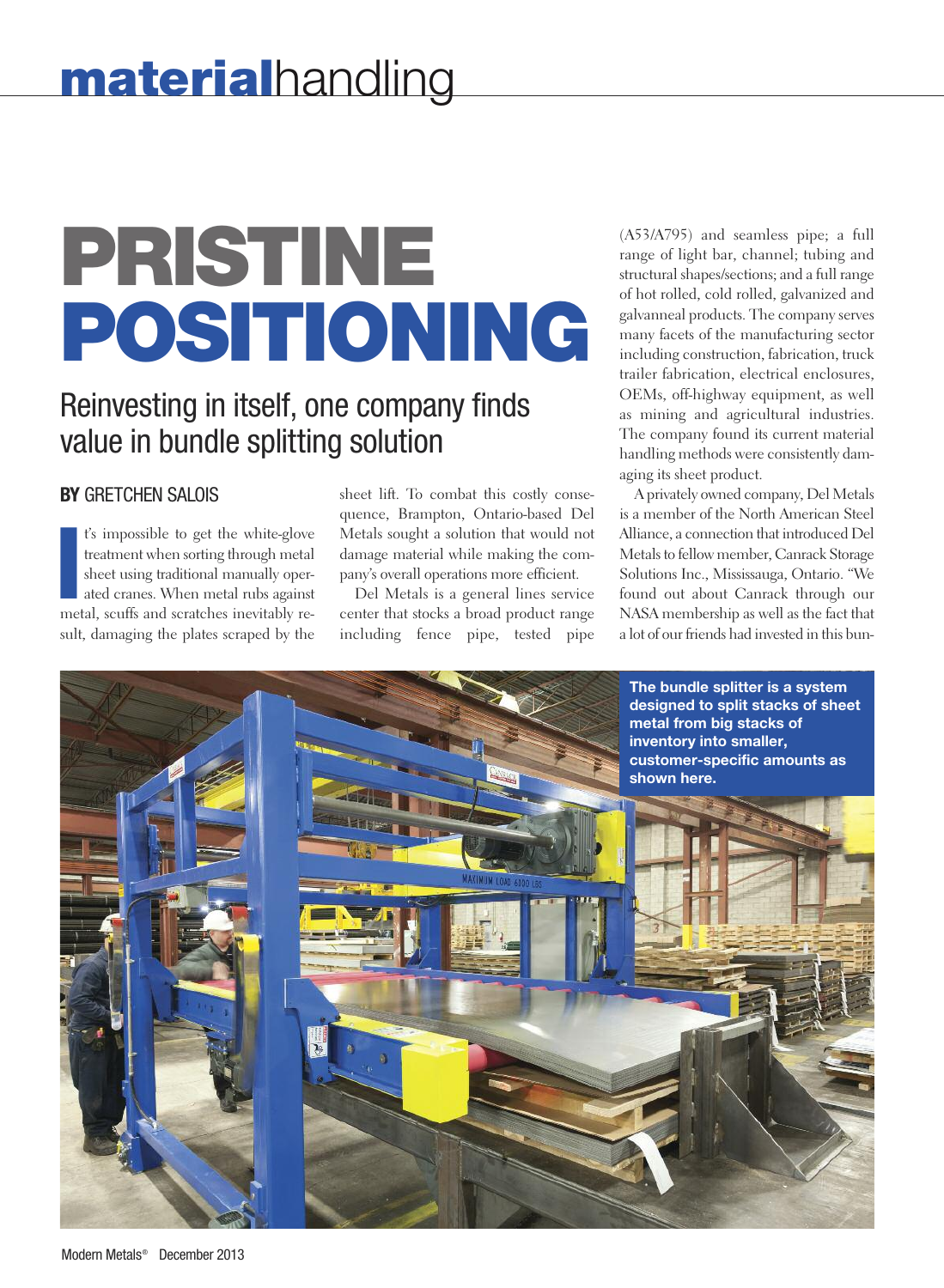# PRISTINE POSITIONING

## Reinvesting in itself, one company finds value in bundle splitting solution

**BY** GRETCHEN SALOIS

It's impossible to get the white-glove treatment when sorting through metal sheet using traditional manually operated cranes. When metal rubs against metal, scuffs and scratches inevitably result, damaging the plates scraped by the sheet lift. To combat this costly consequence, Brampton, Ontario-based Del Metals sought a solution that would not damage material while making the company's overall operations more efficient.

Del Metals is a general lines service center that stocks a broad product range including fence pipe, tested pipe (A53/A795) and seamless pipe; a full range of light bar, channel; tubing and structural shapes/sections; and a full range of hot rolled, cold rolled, galvanized and galvanneal products. The company serves many facets of the manufacturing sector including construction, fabrication, truck trailer fabrication, electrical enclosures, OEMs, off-highway equipment, as well as mining and agricultural industries. The company found its current material handling methods were consistently damaging its sheet product.

A privately owned company, Del Metals is a member of the North American Steel Alliance, a connection that introduced Del Metals to fellow member, Canrack Storage Solutions Inc., Mississauga, Ontario. "We found out about Canrack through our NASA membership as well as the fact that a lot of our friends had invested in this bun-

The bundle splitter is a system designed to split stacks of sheet metal from big stacks of inventory into smaller, customer-specific amounts as shown here.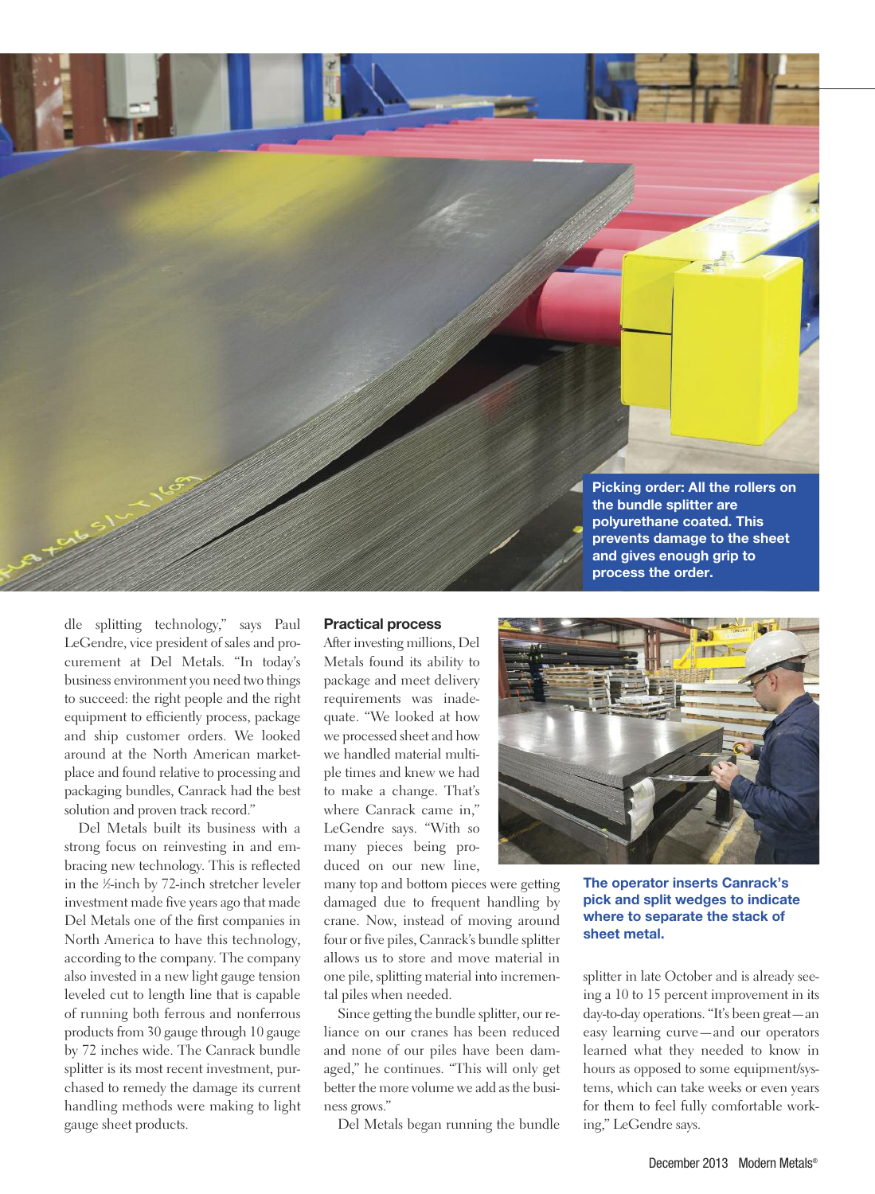Picking order: All the rollers on the bundle splitter are polyurethane coated. This prevents damage to the sheet and gives enough grip to process the order.

dle splitting technology," says Paul LeGendre, vice president of sales and procurement at Del Metals. "In today's business environment you need two things to succeed: the right people and the right equipment to efficiently process, package and ship customer orders. We looked around at the North American marketplace and found relative to processing and packaging bundles, Canrack had the best solution and proven track record."

Del Metals built its business with a strong focus on reinvesting in and embracing new technology. This is reflected in the ½-inch by 72-inch stretcher leveler investment made five years ago that made Del Metals one of the first companies in North America to have this technology, according to the company. The company also invested in a new light gauge tension leveled cut to length line that is capable of running both ferrous and nonferrous products from 30 gauge through 10 gauge by 72 inches wide. The Canrack bundle splitter is its most recent investment, purchased to remedy the damage its current handling methods were making to light gauge sheet products.

## Practical process

After investing millions, Del Metals found its ability to package and meet delivery requirements was inadequate. "We looked at how we processed sheet and how we handled material multiple times and knew we had to make a change. That's where Canrack came in," LeGendre says. "With so many pieces being produced on our new line, many top and bottom pieces were getting damaged due to frequent handling by crane. Now, instead of moving around four or five piles, Canrack's bundle splitter allows us to store and move material in one pile, splitting material into incremental piles when needed.

Since getting the bundle splitter, our reliance on our cranes has been reduced and none of our piles have been damaged," he continues. "This will only get better the more volume we add as the business grows."

Del Metals began running the bundle splitter in late October and is already seeing a 10 to 15 percent improvement in its day-to-day operations. "It's been great—an easy learning curve—and our operators learned what they needed to know in hours as opposed to some equipment/systems, which can take weeks or even years for them to feel fully comfortable working," LeGendre says.

The operator inserts Canrack's pick and split wedges to indicate where to separate the stack of sheet metal.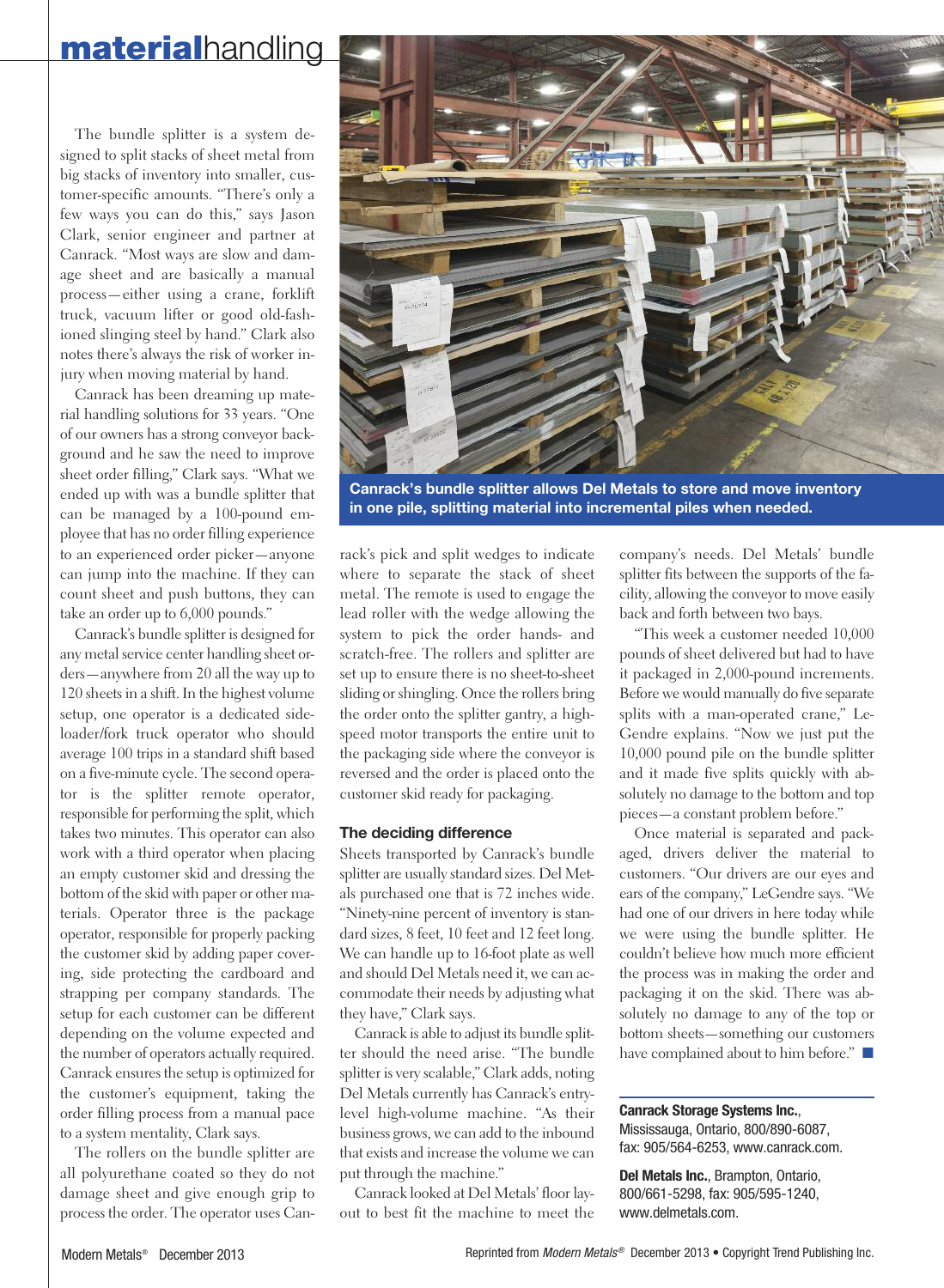# **material**handling

The bundle splitter is a system designed to split stacks of sheet metal from big stacks of inventory into smaller, customer-specific amounts. "There's only a few ways you can do this," says Jason Clark, senior engineer and partner at Canrack. "Most ways are slow and damage sheet and are basically a manual process—either using a crane, forklift truck, vacuum lifter or good old-fashioned slinging steel by hand." Clark also notes there's always the risk of worker injury when moving material by hand.

Canrack has been dreaming up material handling solutions for 33 years. "One of our owners has a strong conveyor background and he saw the need to improve sheet order filling," Clark says. "What we ended up with was a bundle splitter that can be managed by a 100-pound employee that has no order filling experience to an experienced order picker—anyone can jump into the machine. If they can count sheet and push buttons, they can take an order up to 6,000 pounds."

Canrack's bundle splitter is designed for any metal service center handling sheet orders—anywhere from 20 all the way up to 120 sheets in a shift. In the highest volume setup, one operator is a dedicated sideloader/fork truck operator who should average 100 trips in a standard shift based on a five-minute cycle. The second operator is the splitter remote operator, responsible for performing the split, which takes two minutes. This operator can also work with a third operator when placing an empty customer skid and dressing the bottom of the skid with paper or other materials. Operator three is the package operator, responsible for properly packing the customer skid by adding paper covering, side protecting the cardboard and strapping per company standards. The setup for each customer can be different depending on the volume expected and the number of operators actually required. Canrack ensures the setup is optimized for the customer's equipment, taking the order filling process from a manual pace to a system mentality, Clark says.

The rollers on the bundle splitter are all polyurethane coated so they do not damage sheet and give enough grip to process the order. The operator uses Canrack's pick and split wedges to indicate where to separate the stack of sheet metal. The remote is used to engage the lead roller with the wedge allowing the system to pick the order hands- and scratch-free. The rollers and splitter are set up to ensure there is no sheet-to-sheet sliding or shingling. Once the rollers bring the order onto the splitter gantry, a high-speed motor transports the entire unit to the packaging side where the conveyor is reversed and the order is placed onto the customer skid ready for packaging.

**Canrack's bundle splitter allows Del Metals to store and move inventory in one pile, splitting material into incremental piles when needed.**

### The deciding difference

Sheets transported by Canrack's bundle splitter are usually standard sizes. Del Metals purchased one that is 72 inches wide. "Ninety-nine percent of inventory is standard sizes, 8 feet, 10 feet and 12 feet long. We can handle up to 16-foot plate as well and should Del Metals need it, we can accommodate their needs by adjusting what they have," Clark says.

Canrack is able to adjust its bundle splitter should the need arise. "The bundle splitter is very scalable," Clark adds, noting Del Metals currently has Canrack's entry-level high-volume machine. "As their business grows, we can add to the inbound that exists and increase the volume we can put through the machine."

Canrack looked at Del Metals' floor layout to best fit the machine to meet the company's needs. Del Metals' bundle splitter fits between the supports of the facility, allowing the conveyor to move easily back and forth between two bays.

"This week a customer needed 10,000 pounds of sheet delivered but had to have it packaged in 2,000-pound increments. Before we would manually do five separate splits with a man-operated crane," LeGendre explains. "Now we just put the 10,000 pound pile on the bundle splitter and it made five splits quickly with absolutely no damage to the bottom and top pieces—a constant problem before."

Once material is separated and packaged, drivers deliver the material to customers. "Our drivers are our eyes and ears of the company," LeGendre says. "We had one of our drivers in here today while we were using the bundle splitter. He couldn't believe how much more efficient the process was in making the order and packaging it on the skid. There was absolutely no damage to any of the top or bottom sheets—something our customers have complained about to him before." ■

**Canrack Storage Systems Inc.**, Mississauga, Ontario, 800/890-6087, fax: 905/564-6253, www.canrack.com.

**Del Metals Inc.**, Brampton, Ontario, 800/661-5298, fax: 905/595-1240, www.delmetals.com.

Reprinted from *Modern Metals®* December 2013 • Copyright Trend Publishing Inc.